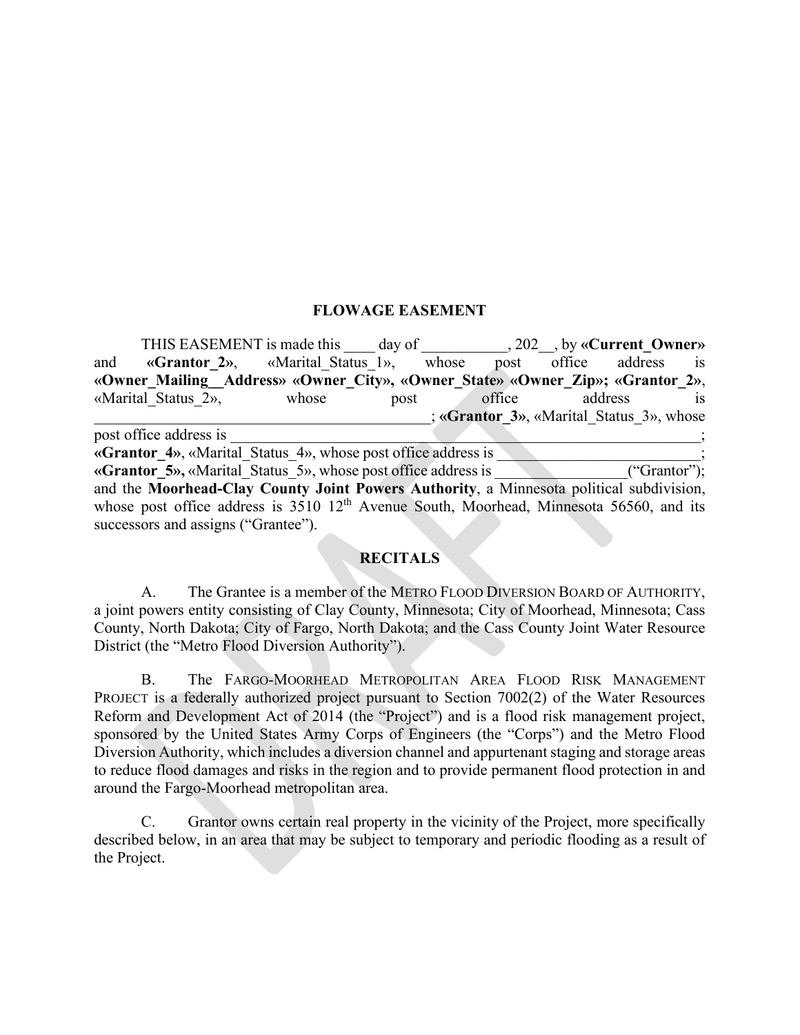## FLOWAGE EASEMENT

THIS EASEMENT is made this ____ day of ___________, 202__, by **«Current_Owner»** and **«Grantor_2»**, «Marital_Status_1», whose post office address is **«Owner_Mailing__Address» «Owner_City», «Owner_State» «Owner_Zip»; «Grantor_2»**, «Marital_Status_2», whose post office address is ____________________________________________; **«Grantor_3»**, «Marital_Status_3», whose post office address is ______________________________________________________________; **«Grantor_4»**, «Marital_Status_4», whose post office address is __________________________; **«Grantor_5»,** «Marital_Status_5», whose post office address is _________________("Grantor"); and the **Moorhead-Clay County Joint Powers Authority**, a Minnesota political subdivision, whose post office address is 3510 12th Avenue South, Moorhead, Minnesota 56560, and its successors and assigns ("Grantee").

## RECITALS

A. The Grantee is a member of the METRO FLOOD DIVERSION BOARD OF AUTHORITY, a joint powers entity consisting of Clay County, Minnesota; City of Moorhead, Minnesota; Cass County, North Dakota; City of Fargo, North Dakota; and the Cass County Joint Water Resource District (the "Metro Flood Diversion Authority").

B. The FARGO-MOORHEAD METROPOLITAN AREA FLOOD RISK MANAGEMENT PROJECT is a federally authorized project pursuant to Section 7002(2) of the Water Resources Reform and Development Act of 2014 (the "Project") and is a flood risk management project, sponsored by the United States Army Corps of Engineers (the "Corps") and the Metro Flood Diversion Authority, which includes a diversion channel and appurtenant staging and storage areas to reduce flood damages and risks in the region and to provide permanent flood protection in and around the Fargo-Moorhead metropolitan area.

C. Grantor owns certain real property in the vicinity of the Project, more specifically described below, in an area that may be subject to temporary and periodic flooding as a result of the Project.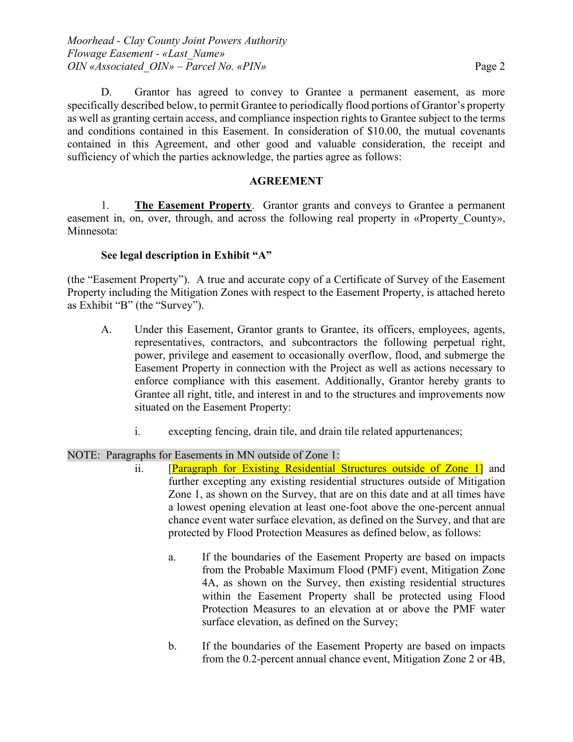D. Grantor has agreed to convey to Grantee a permanent easement, as more specifically described below, to permit Grantee to periodically flood portions of Grantor's property as well as granting certain access, and compliance inspection rights to Grantee subject to the terms and conditions contained in this Easement. In consideration of $10.00, the mutual covenants contained in this Agreement, and other good and valuable consideration, the receipt and sufficiency of which the parties acknowledge, the parties agree as follows:

**AGREEMENT**

1. **<u>The Easement Property</u>**. Grantor grants and conveys to Grantee a permanent easement in, on, over, through, and across the following real property in «Property_County», Minnesota:

**See legal description in Exhibit "A"**

(the "Easement Property"). A true and accurate copy of a Certificate of Survey of the Easement Property including the Mitigation Zones with respect to the Easement Property, is attached hereto as Exhibit "B" (the "Survey").

A. Under this Easement, Grantor grants to Grantee, its officers, employees, agents, representatives, contractors, and subcontractors the following perpetual right, power, privilege and easement to occasionally overflow, flood, and submerge the Easement Property in connection with the Project as well as actions necessary to enforce compliance with this easement. Additionally, Grantor hereby grants to Grantee all right, title, and interest in and to the structures and improvements now situated on the Easement Property:

i. excepting fencing, drain tile, and drain tile related appurtenances;

NOTE: Paragraphs for Easements in MN outside of Zone 1:

ii. [<u>Paragraph for Existing Residential Structures outside of Zone 1</u>] and further excepting any existing residential structures outside of Mitigation Zone 1, as shown on the Survey, that are on this date and at all times have a lowest opening elevation at least one-foot above the one-percent annual chance event water surface elevation, as defined on the Survey, and that are protected by Flood Protection Measures as defined below, as follows:

a. If the boundaries of the Easement Property are based on impacts from the Probable Maximum Flood (PMF) event, Mitigation Zone 4A, as shown on the Survey, then existing residential structures within the Easement Property shall be protected using Flood Protection Measures to an elevation at or above the PMF water surface elevation, as defined on the Survey;

b. If the boundaries of the Easement Property are based on impacts from the 0.2-percent annual chance event, Mitigation Zone 2 or 4B,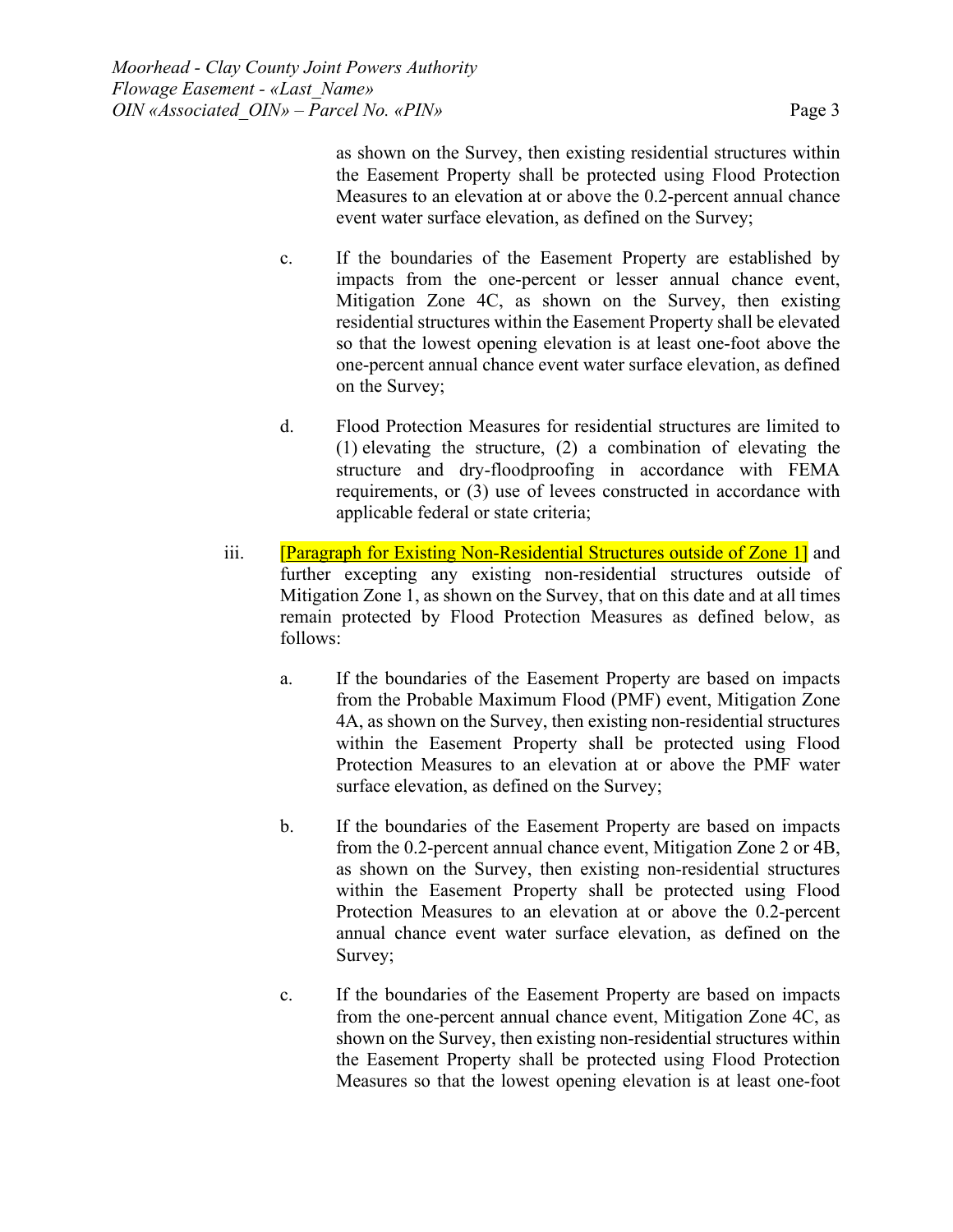as shown on the Survey, then existing residential structures within the Easement Property shall be protected using Flood Protection Measures to an elevation at or above the 0.2-percent annual chance event water surface elevation, as defined on the Survey;

c. If the boundaries of the Easement Property are established by impacts from the one-percent or lesser annual chance event, Mitigation Zone 4C, as shown on the Survey, then existing residential structures within the Easement Property shall be elevated so that the lowest opening elevation is at least one-foot above the one-percent annual chance event water surface elevation, as defined on the Survey;

d. Flood Protection Measures for residential structures are limited to (1) elevating the structure, (2) a combination of elevating the structure and dry-floodproofing in accordance with FEMA requirements, or (3) use of levees constructed in accordance with applicable federal or state criteria;

iii. [Paragraph for Existing Non-Residential Structures outside of Zone 1] and further excepting any existing non-residential structures outside of Mitigation Zone 1, as shown on the Survey, that on this date and at all times remain protected by Flood Protection Measures as defined below, as follows:

a. If the boundaries of the Easement Property are based on impacts from the Probable Maximum Flood (PMF) event, Mitigation Zone 4A, as shown on the Survey, then existing non-residential structures within the Easement Property shall be protected using Flood Protection Measures to an elevation at or above the PMF water surface elevation, as defined on the Survey;

b. If the boundaries of the Easement Property are based on impacts from the 0.2-percent annual chance event, Mitigation Zone 2 or 4B, as shown on the Survey, then existing non-residential structures within the Easement Property shall be protected using Flood Protection Measures to an elevation at or above the 0.2-percent annual chance event water surface elevation, as defined on the Survey;

c. If the boundaries of the Easement Property are based on impacts from the one-percent annual chance event, Mitigation Zone 4C, as shown on the Survey, then existing non-residential structures within the Easement Property shall be protected using Flood Protection Measures so that the lowest opening elevation is at least one-foot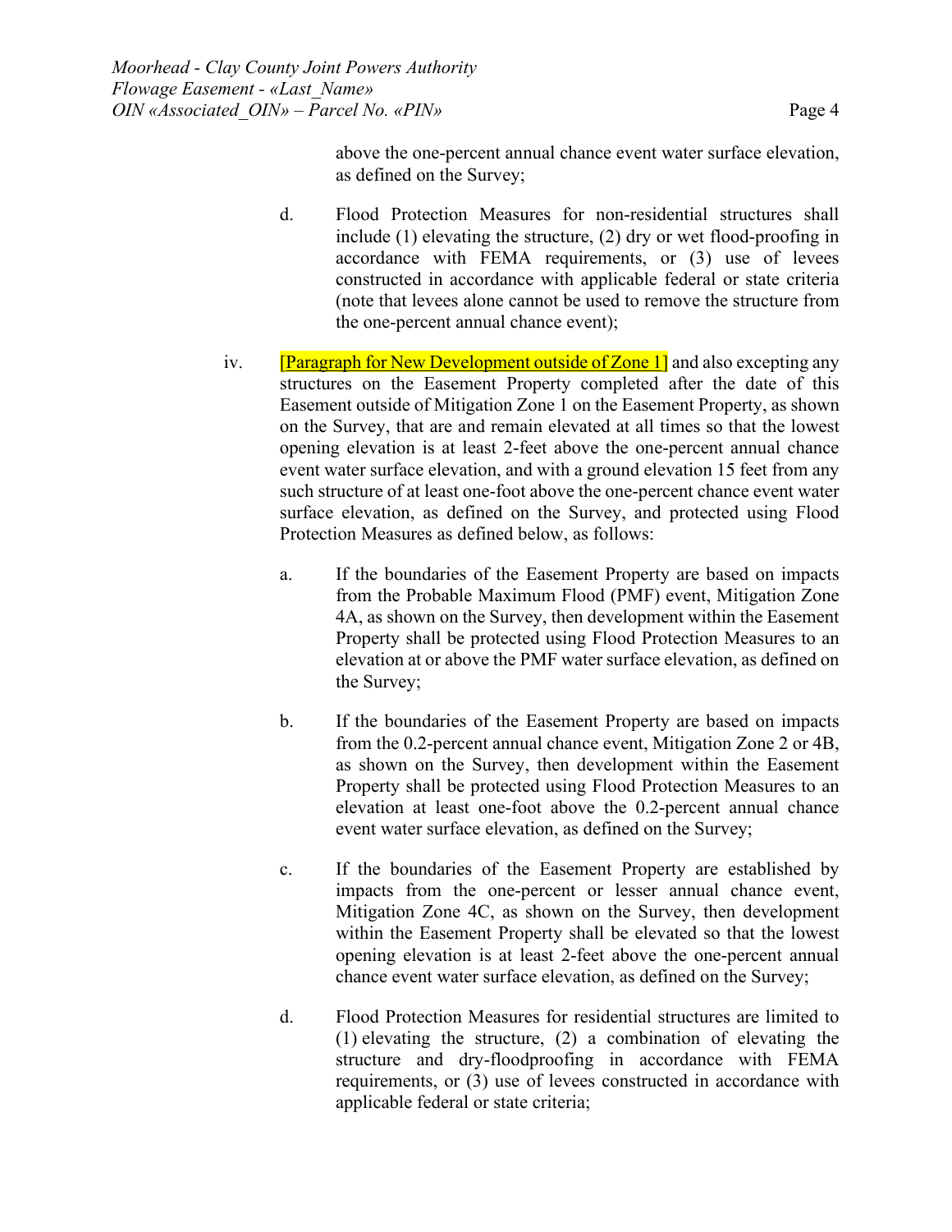above the one-percent annual chance event water surface elevation, as defined on the Survey;

d. Flood Protection Measures for non-residential structures shall include (1) elevating the structure, (2) dry or wet flood-proofing in accordance with FEMA requirements, or (3) use of levees constructed in accordance with applicable federal or state criteria (note that levees alone cannot be used to remove the structure from the one-percent annual chance event);

iv. [Paragraph for New Development outside of Zone 1] and also excepting any structures on the Easement Property completed after the date of this Easement outside of Mitigation Zone 1 on the Easement Property, as shown on the Survey, that are and remain elevated at all times so that the lowest opening elevation is at least 2-feet above the one-percent annual chance event water surface elevation, and with a ground elevation 15 feet from any such structure of at least one-foot above the one-percent chance event water surface elevation, as defined on the Survey, and protected using Flood Protection Measures as defined below, as follows:

a. If the boundaries of the Easement Property are based on impacts from the Probable Maximum Flood (PMF) event, Mitigation Zone 4A, as shown on the Survey, then development within the Easement Property shall be protected using Flood Protection Measures to an elevation at or above the PMF water surface elevation, as defined on the Survey;

b. If the boundaries of the Easement Property are based on impacts from the 0.2-percent annual chance event, Mitigation Zone 2 or 4B, as shown on the Survey, then development within the Easement Property shall be protected using Flood Protection Measures to an elevation at least one-foot above the 0.2-percent annual chance event water surface elevation, as defined on the Survey;

c. If the boundaries of the Easement Property are established by impacts from the one-percent or lesser annual chance event, Mitigation Zone 4C, as shown on the Survey, then development within the Easement Property shall be elevated so that the lowest opening elevation is at least 2-feet above the one-percent annual chance event water surface elevation, as defined on the Survey;

d. Flood Protection Measures for residential structures are limited to (1) elevating the structure, (2) a combination of elevating the structure and dry-floodproofing in accordance with FEMA requirements, or (3) use of levees constructed in accordance with applicable federal or state criteria;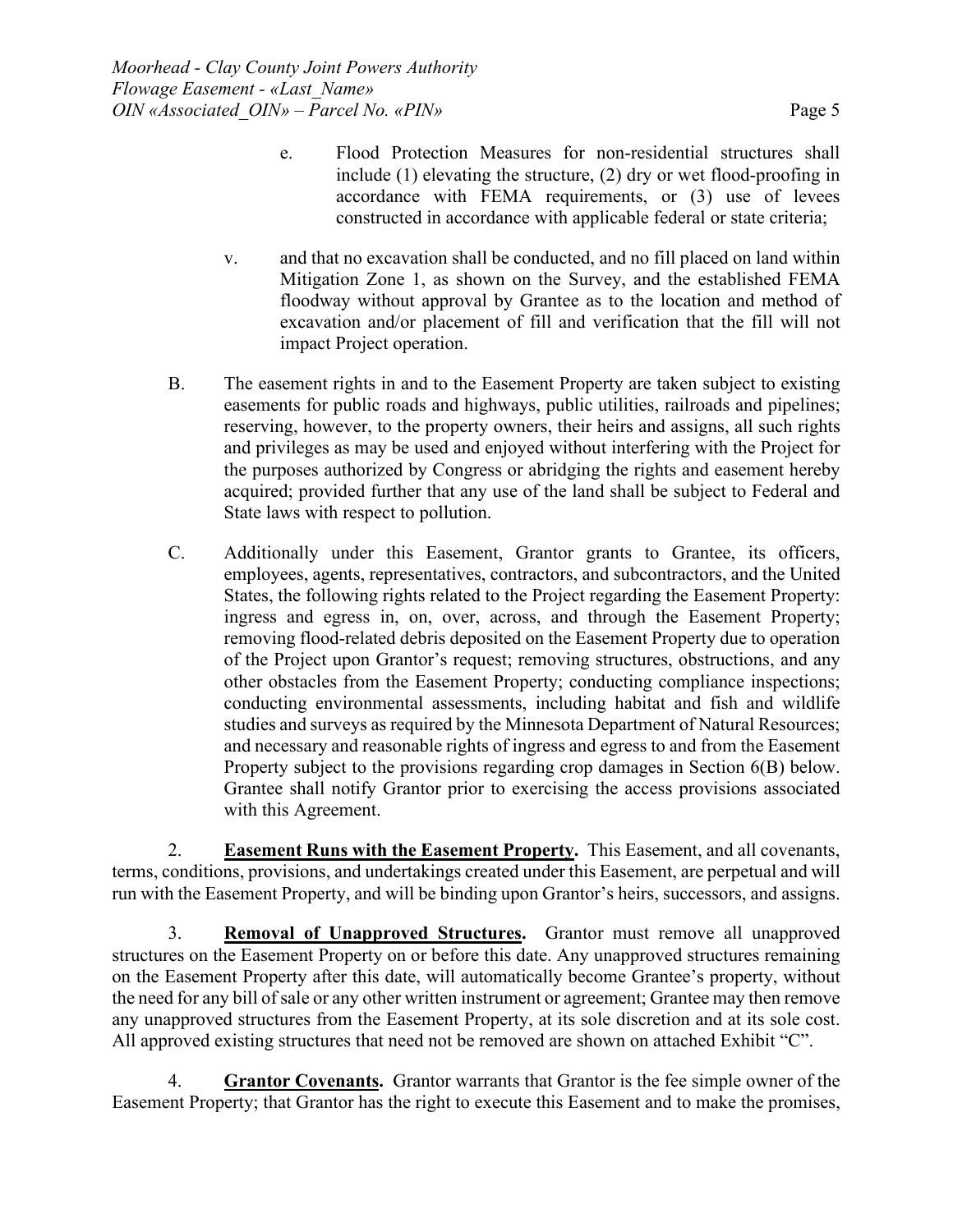e. Flood Protection Measures for non-residential structures shall include (1) elevating the structure, (2) dry or wet flood-proofing in accordance with FEMA requirements, or (3) use of levees constructed in accordance with applicable federal or state criteria;

v. and that no excavation shall be conducted, and no fill placed on land within Mitigation Zone 1, as shown on the Survey, and the established FEMA floodway without approval by Grantee as to the location and method of excavation and/or placement of fill and verification that the fill will not impact Project operation.

B. The easement rights in and to the Easement Property are taken subject to existing easements for public roads and highways, public utilities, railroads and pipelines; reserving, however, to the property owners, their heirs and assigns, all such rights and privileges as may be used and enjoyed without interfering with the Project for the purposes authorized by Congress or abridging the rights and easement hereby acquired; provided further that any use of the land shall be subject to Federal and State laws with respect to pollution.

C. Additionally under this Easement, Grantor grants to Grantee, its officers, employees, agents, representatives, contractors, and subcontractors, and the United States, the following rights related to the Project regarding the Easement Property: ingress and egress in, on, over, across, and through the Easement Property; removing flood-related debris deposited on the Easement Property due to operation of the Project upon Grantor's request; removing structures, obstructions, and any other obstacles from the Easement Property; conducting compliance inspections; conducting environmental assessments, including habitat and fish and wildlife studies and surveys as required by the Minnesota Department of Natural Resources; and necessary and reasonable rights of ingress and egress to and from the Easement Property subject to the provisions regarding crop damages in Section 6(B) below. Grantee shall notify Grantor prior to exercising the access provisions associated with this Agreement.

2. **Easement Runs with the Easement Property.** This Easement, and all covenants, terms, conditions, provisions, and undertakings created under this Easement, are perpetual and will run with the Easement Property, and will be binding upon Grantor's heirs, successors, and assigns.

3. **Removal of Unapproved Structures.** Grantor must remove all unapproved structures on the Easement Property on or before this date. Any unapproved structures remaining on the Easement Property after this date, will automatically become Grantee's property, without the need for any bill of sale or any other written instrument or agreement; Grantee may then remove any unapproved structures from the Easement Property, at its sole discretion and at its sole cost. All approved existing structures that need not be removed are shown on attached Exhibit "C".

4. **Grantor Covenants.** Grantor warrants that Grantor is the fee simple owner of the Easement Property; that Grantor has the right to execute this Easement and to make the promises,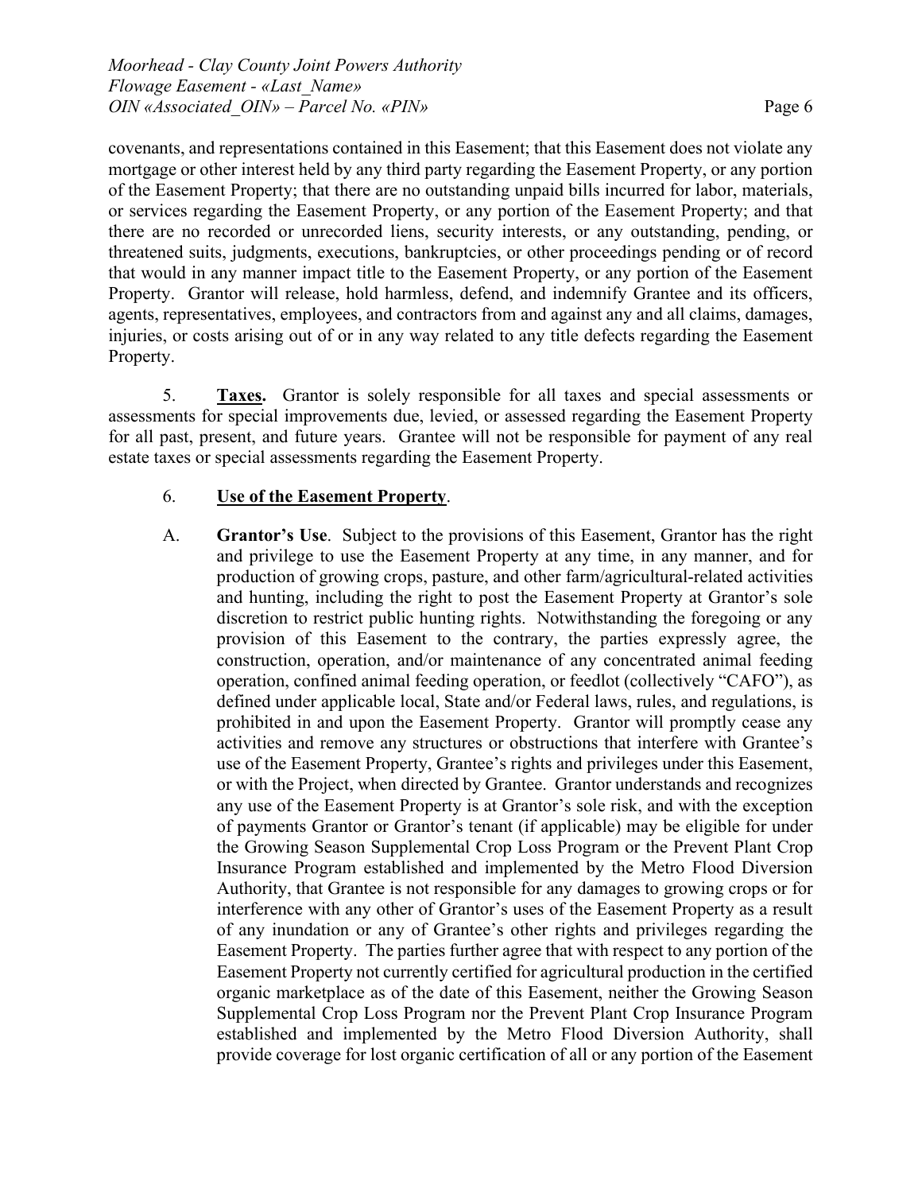covenants, and representations contained in this Easement; that this Easement does not violate any mortgage or other interest held by any third party regarding the Easement Property, or any portion of the Easement Property; that there are no outstanding unpaid bills incurred for labor, materials, or services regarding the Easement Property, or any portion of the Easement Property; and that there are no recorded or unrecorded liens, security interests, or any outstanding, pending, or threatened suits, judgments, executions, bankruptcies, or other proceedings pending or of record that would in any manner impact title to the Easement Property, or any portion of the Easement Property. Grantor will release, hold harmless, defend, and indemnify Grantee and its officers, agents, representatives, employees, and contractors from and against any and all claims, damages, injuries, or costs arising out of or in any way related to any title defects regarding the Easement Property.

5. **Taxes.** Grantor is solely responsible for all taxes and special assessments or assessments for special improvements due, levied, or assessed regarding the Easement Property for all past, present, and future years. Grantee will not be responsible for payment of any real estate taxes or special assessments regarding the Easement Property.

6. **Use of the Easement Property**.

A. **Grantor's Use**. Subject to the provisions of this Easement, Grantor has the right and privilege to use the Easement Property at any time, in any manner, and for production of growing crops, pasture, and other farm/agricultural-related activities and hunting, including the right to post the Easement Property at Grantor's sole discretion to restrict public hunting rights. Notwithstanding the foregoing or any provision of this Easement to the contrary, the parties expressly agree, the construction, operation, and/or maintenance of any concentrated animal feeding operation, confined animal feeding operation, or feedlot (collectively "CAFO"), as defined under applicable local, State and/or Federal laws, rules, and regulations, is prohibited in and upon the Easement Property. Grantor will promptly cease any activities and remove any structures or obstructions that interfere with Grantee's use of the Easement Property, Grantee's rights and privileges under this Easement, or with the Project, when directed by Grantee. Grantor understands and recognizes any use of the Easement Property is at Grantor's sole risk, and with the exception of payments Grantor or Grantor's tenant (if applicable) may be eligible for under the Growing Season Supplemental Crop Loss Program or the Prevent Plant Crop Insurance Program established and implemented by the Metro Flood Diversion Authority, that Grantee is not responsible for any damages to growing crops or for interference with any other of Grantor's uses of the Easement Property as a result of any inundation or any of Grantee's other rights and privileges regarding the Easement Property. The parties further agree that with respect to any portion of the Easement Property not currently certified for agricultural production in the certified organic marketplace as of the date of this Easement, neither the Growing Season Supplemental Crop Loss Program nor the Prevent Plant Crop Insurance Program established and implemented by the Metro Flood Diversion Authority, shall provide coverage for lost organic certification of all or any portion of the Easement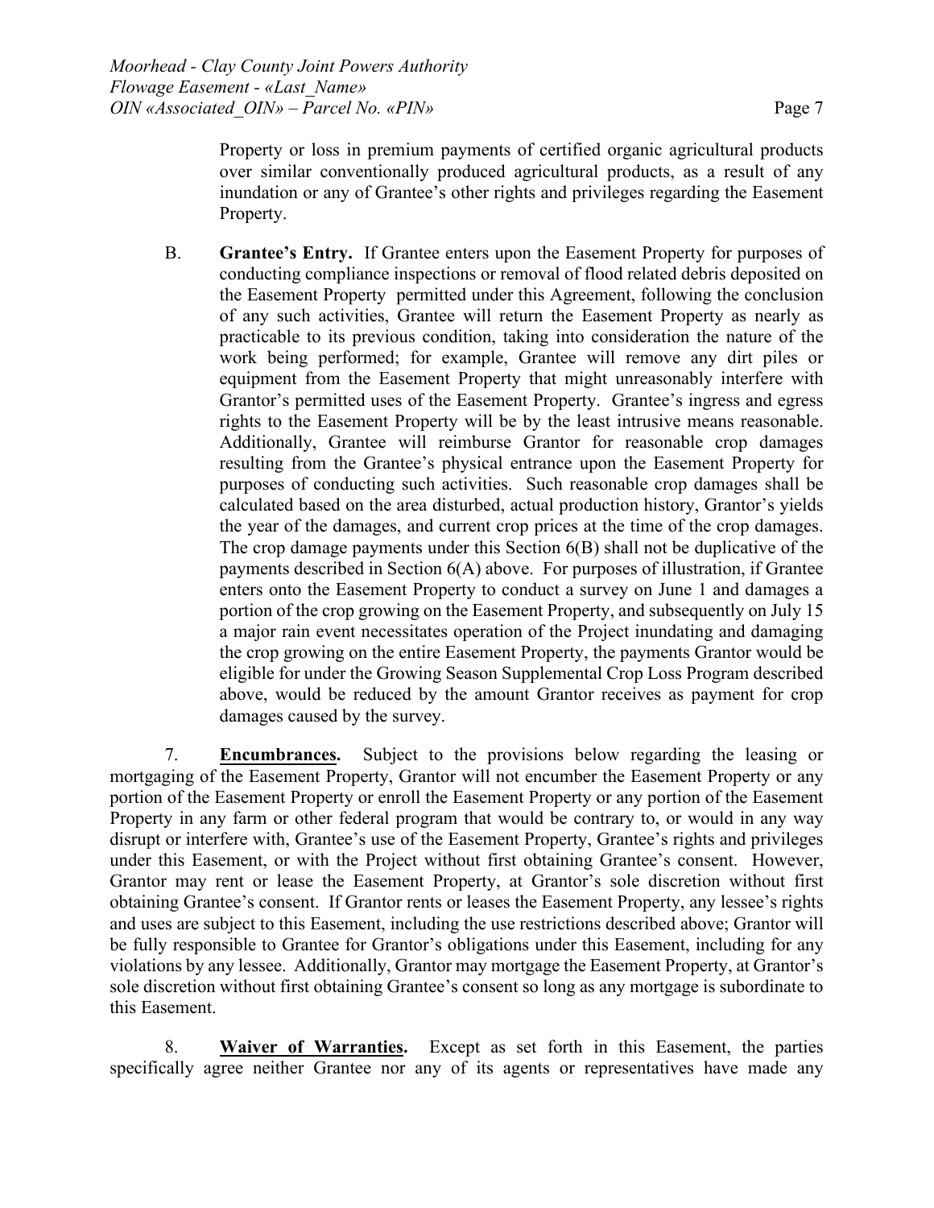Property or loss in premium payments of certified organic agricultural products over similar conventionally produced agricultural products, as a result of any inundation or any of Grantee's other rights and privileges regarding the Easement Property.

B. **Grantee's Entry.** If Grantee enters upon the Easement Property for purposes of conducting compliance inspections or removal of flood related debris deposited on the Easement Property permitted under this Agreement, following the conclusion of any such activities, Grantee will return the Easement Property as nearly as practicable to its previous condition, taking into consideration the nature of the work being performed; for example, Grantee will remove any dirt piles or equipment from the Easement Property that might unreasonably interfere with Grantor's permitted uses of the Easement Property. Grantee's ingress and egress rights to the Easement Property will be by the least intrusive means reasonable. Additionally, Grantee will reimburse Grantor for reasonable crop damages resulting from the Grantee's physical entrance upon the Easement Property for purposes of conducting such activities. Such reasonable crop damages shall be calculated based on the area disturbed, actual production history, Grantor's yields the year of the damages, and current crop prices at the time of the crop damages. The crop damage payments under this Section 6(B) shall not be duplicative of the payments described in Section 6(A) above. For purposes of illustration, if Grantee enters onto the Easement Property to conduct a survey on June 1 and damages a portion of the crop growing on the Easement Property, and subsequently on July 15 a major rain event necessitates operation of the Project inundating and damaging the crop growing on the entire Easement Property, the payments Grantor would be eligible for under the Growing Season Supplemental Crop Loss Program described above, would be reduced by the amount Grantor receives as payment for crop damages caused by the survey.

7. **Encumbrances.** Subject to the provisions below regarding the leasing or mortgaging of the Easement Property, Grantor will not encumber the Easement Property or any portion of the Easement Property or enroll the Easement Property or any portion of the Easement Property in any farm or other federal program that would be contrary to, or would in any way disrupt or interfere with, Grantee's use of the Easement Property, Grantee's rights and privileges under this Easement, or with the Project without first obtaining Grantee's consent. However, Grantor may rent or lease the Easement Property, at Grantor's sole discretion without first obtaining Grantee's consent. If Grantor rents or leases the Easement Property, any lessee's rights and uses are subject to this Easement, including the use restrictions described above; Grantor will be fully responsible to Grantee for Grantor's obligations under this Easement, including for any violations by any lessee. Additionally, Grantor may mortgage the Easement Property, at Grantor's sole discretion without first obtaining Grantee's consent so long as any mortgage is subordinate to this Easement.

8. **Waiver of Warranties.** Except as set forth in this Easement, the parties specifically agree neither Grantee nor any of its agents or representatives have made any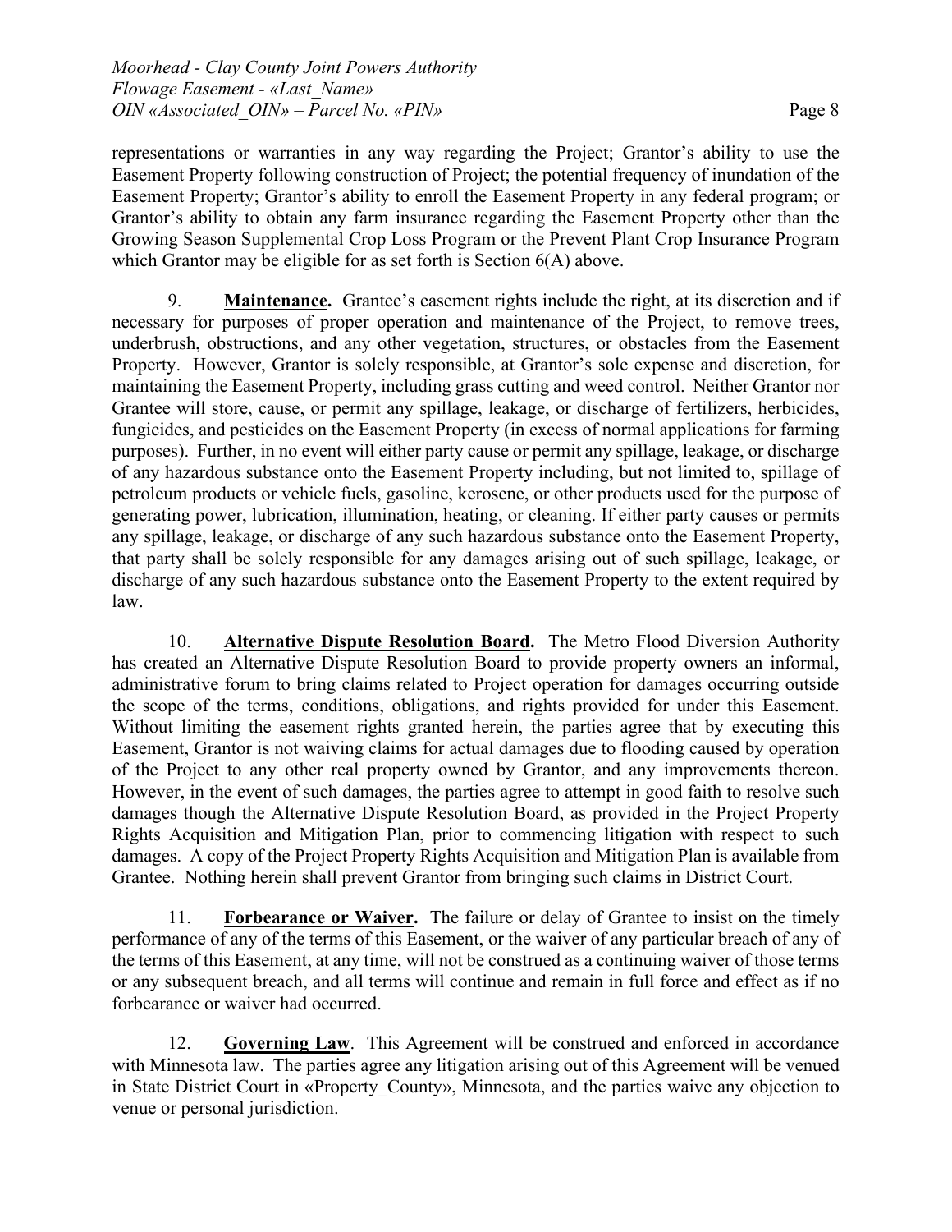representations or warranties in any way regarding the Project; Grantor's ability to use the Easement Property following construction of Project; the potential frequency of inundation of the Easement Property; Grantor's ability to enroll the Easement Property in any federal program; or Grantor's ability to obtain any farm insurance regarding the Easement Property other than the Growing Season Supplemental Crop Loss Program or the Prevent Plant Crop Insurance Program which Grantor may be eligible for as set forth is Section 6(A) above.

9. **Maintenance.** Grantee's easement rights include the right, at its discretion and if necessary for purposes of proper operation and maintenance of the Project, to remove trees, underbrush, obstructions, and any other vegetation, structures, or obstacles from the Easement Property. However, Grantor is solely responsible, at Grantor's sole expense and discretion, for maintaining the Easement Property, including grass cutting and weed control. Neither Grantor nor Grantee will store, cause, or permit any spillage, leakage, or discharge of fertilizers, herbicides, fungicides, and pesticides on the Easement Property (in excess of normal applications for farming purposes). Further, in no event will either party cause or permit any spillage, leakage, or discharge of any hazardous substance onto the Easement Property including, but not limited to, spillage of petroleum products or vehicle fuels, gasoline, kerosene, or other products used for the purpose of generating power, lubrication, illumination, heating, or cleaning. If either party causes or permits any spillage, leakage, or discharge of any such hazardous substance onto the Easement Property, that party shall be solely responsible for any damages arising out of such spillage, leakage, or discharge of any such hazardous substance onto the Easement Property to the extent required by law.

10. **Alternative Dispute Resolution Board.** The Metro Flood Diversion Authority has created an Alternative Dispute Resolution Board to provide property owners an informal, administrative forum to bring claims related to Project operation for damages occurring outside the scope of the terms, conditions, obligations, and rights provided for under this Easement. Without limiting the easement rights granted herein, the parties agree that by executing this Easement, Grantor is not waiving claims for actual damages due to flooding caused by operation of the Project to any other real property owned by Grantor, and any improvements thereon. However, in the event of such damages, the parties agree to attempt in good faith to resolve such damages though the Alternative Dispute Resolution Board, as provided in the Project Property Rights Acquisition and Mitigation Plan, prior to commencing litigation with respect to such damages. A copy of the Project Property Rights Acquisition and Mitigation Plan is available from Grantee. Nothing herein shall prevent Grantor from bringing such claims in District Court.

11. **Forbearance or Waiver.** The failure or delay of Grantee to insist on the timely performance of any of the terms of this Easement, or the waiver of any particular breach of any of the terms of this Easement, at any time, will not be construed as a continuing waiver of those terms or any subsequent breach, and all terms will continue and remain in full force and effect as if no forbearance or waiver had occurred.

12. **Governing Law**. This Agreement will be construed and enforced in accordance with Minnesota law. The parties agree any litigation arising out of this Agreement will be venued in State District Court in «Property_County», Minnesota, and the parties waive any objection to venue or personal jurisdiction.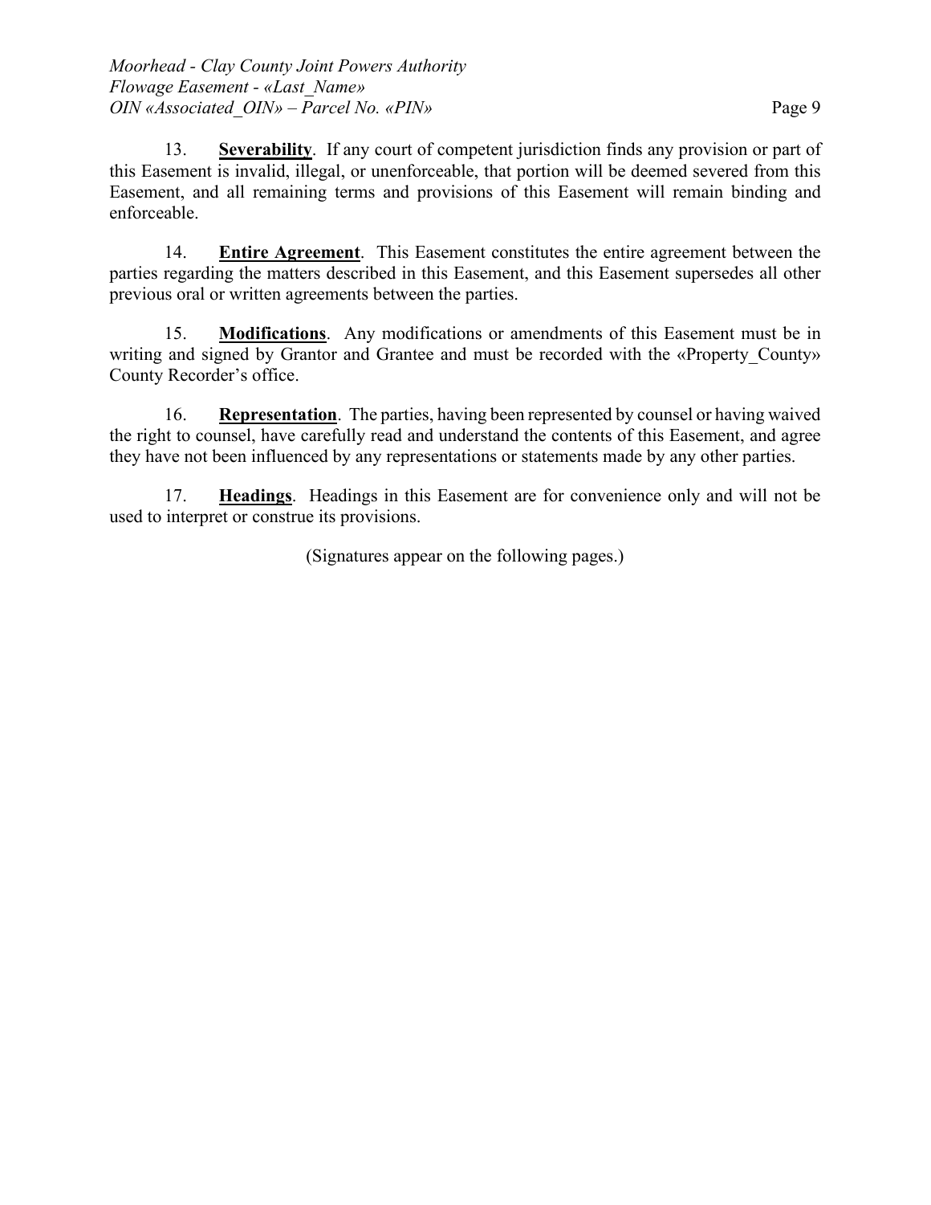13. **Severability**. If any court of competent jurisdiction finds any provision or part of this Easement is invalid, illegal, or unenforceable, that portion will be deemed severed from this Easement, and all remaining terms and provisions of this Easement will remain binding and enforceable.

14. **Entire Agreement**. This Easement constitutes the entire agreement between the parties regarding the matters described in this Easement, and this Easement supersedes all other previous oral or written agreements between the parties.

15. **Modifications**. Any modifications or amendments of this Easement must be in writing and signed by Grantor and Grantee and must be recorded with the «Property_County» County Recorder's office.

16. **Representation**. The parties, having been represented by counsel or having waived the right to counsel, have carefully read and understand the contents of this Easement, and agree they have not been influenced by any representations or statements made by any other parties.

17. **Headings**. Headings in this Easement are for convenience only and will not be used to interpret or construe its provisions.

(Signatures appear on the following pages.)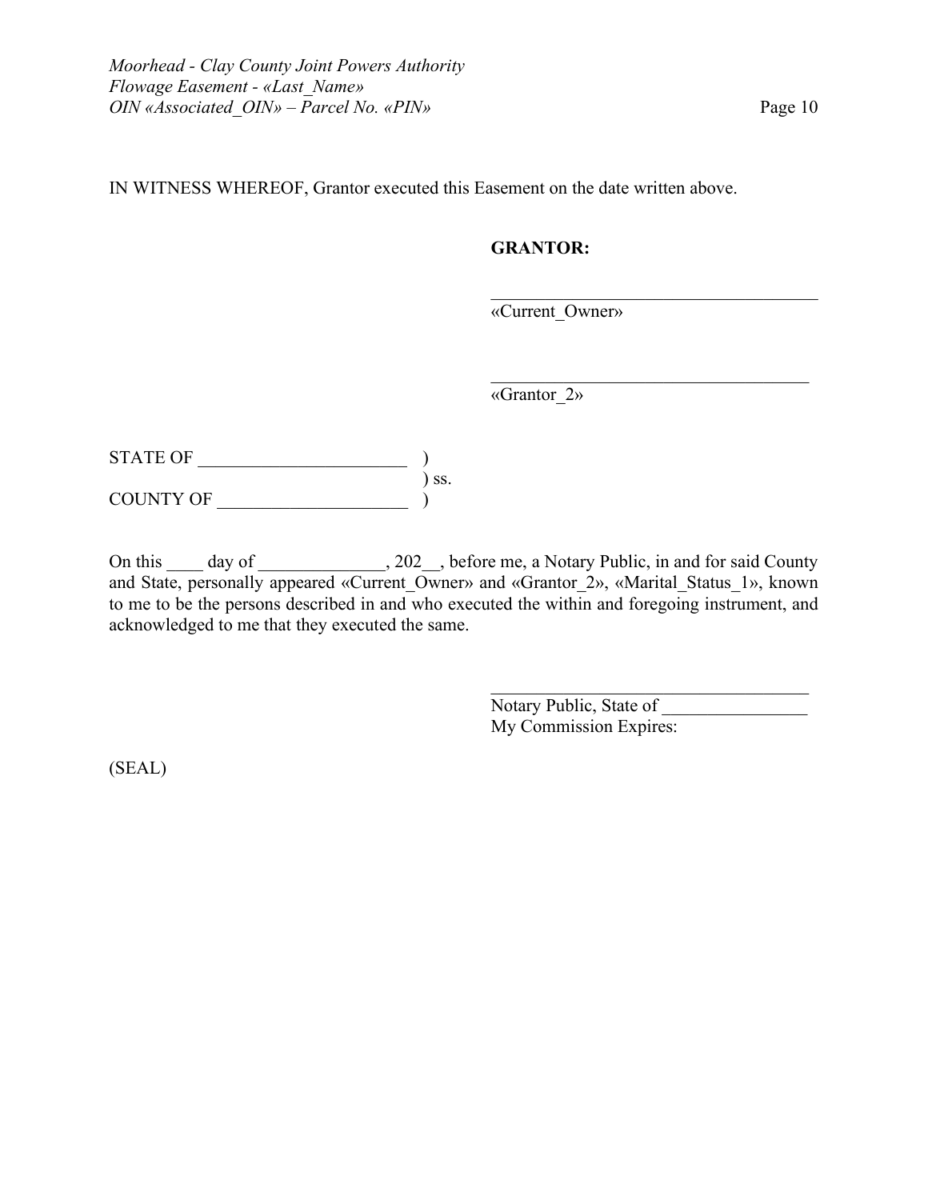IN WITNESS WHEREOF, Grantor executed this Easement on the date written above.

**GRANTOR:**

_____________________________________
«Current_Owner»

_____________________________________
«Grantor_2»

STATE OF _______________________ )
) ss.
COUNTY OF _____________________ )

On this ____ day of ______________, 202__, before me, a Notary Public, in and for said County and State, personally appeared «Current_Owner» and «Grantor_2», «Marital_Status_1», known to me to be the persons described in and who executed the within and foregoing instrument, and acknowledged to me that they executed the same.

_____________________________________
Notary Public, State of ________________
My Commission Expires:

(SEAL)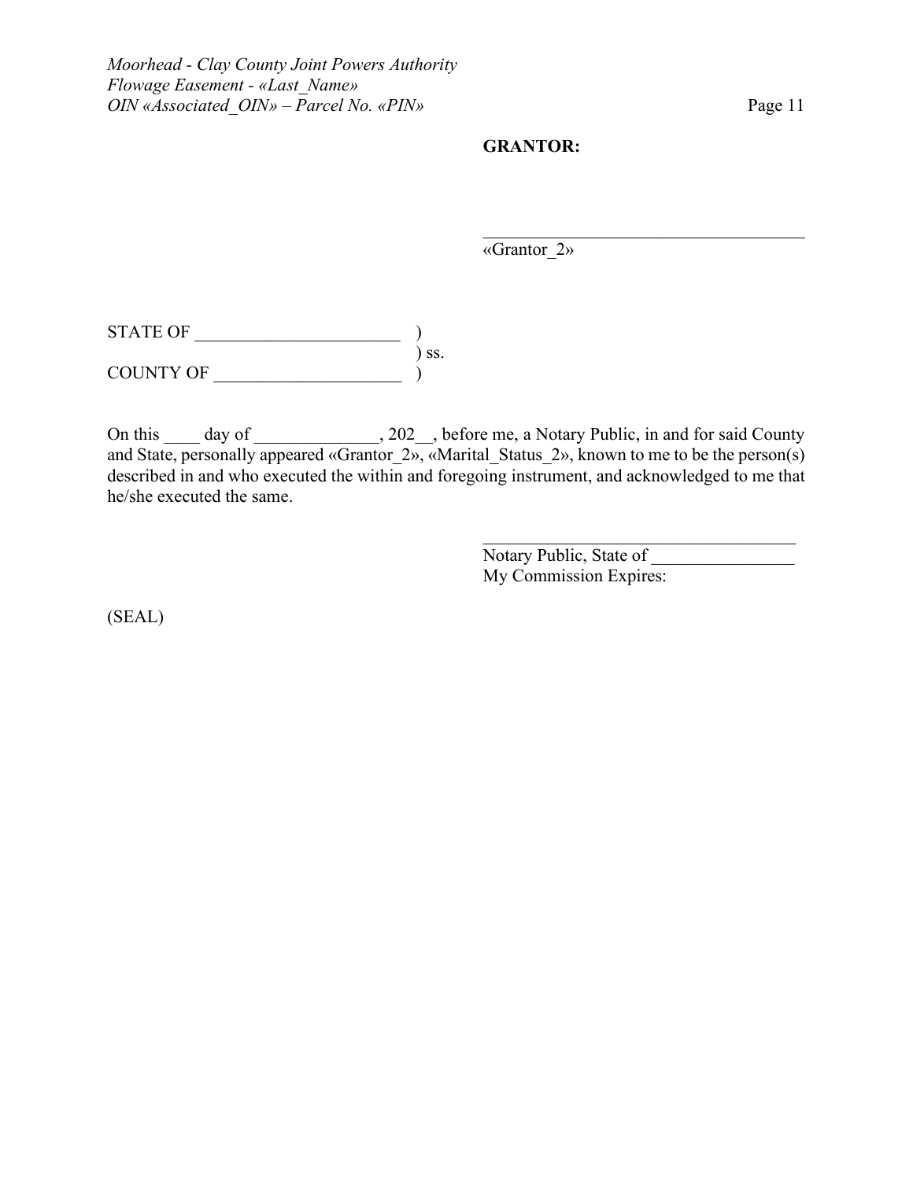**GRANTOR:**

\_\_\_\_\_\_\_\_\_\_\_\_\_\_\_\_\_\_\_\_\_\_\_\_\_\_\_\_\_\_\_\_\_\_\_\_\_
«Grantor_2»

STATE OF \_\_\_\_\_\_\_\_\_\_\_\_\_\_\_\_\_\_\_\_\_\_\_ )
) ss.
COUNTY OF \_\_\_\_\_\_\_\_\_\_\_\_\_\_\_\_\_\_\_\_\_ )

On this \_\_\_\_ day of \_\_\_\_\_\_\_\_\_\_\_\_\_\_, 202\_\_, before me, a Notary Public, in and for said County and State, personally appeared «Grantor_2», «Marital_Status_2», known to me to be the person(s) described in and who executed the within and foregoing instrument, and acknowledged to me that he/she executed the same.

\_\_\_\_\_\_\_\_\_\_\_\_\_\_\_\_\_\_\_\_\_\_\_\_\_\_\_\_\_\_\_\_\_\_\_\_
Notary Public, State of \_\_\_\_\_\_\_\_\_\_\_\_\_\_\_\_
My Commission Expires:

(SEAL)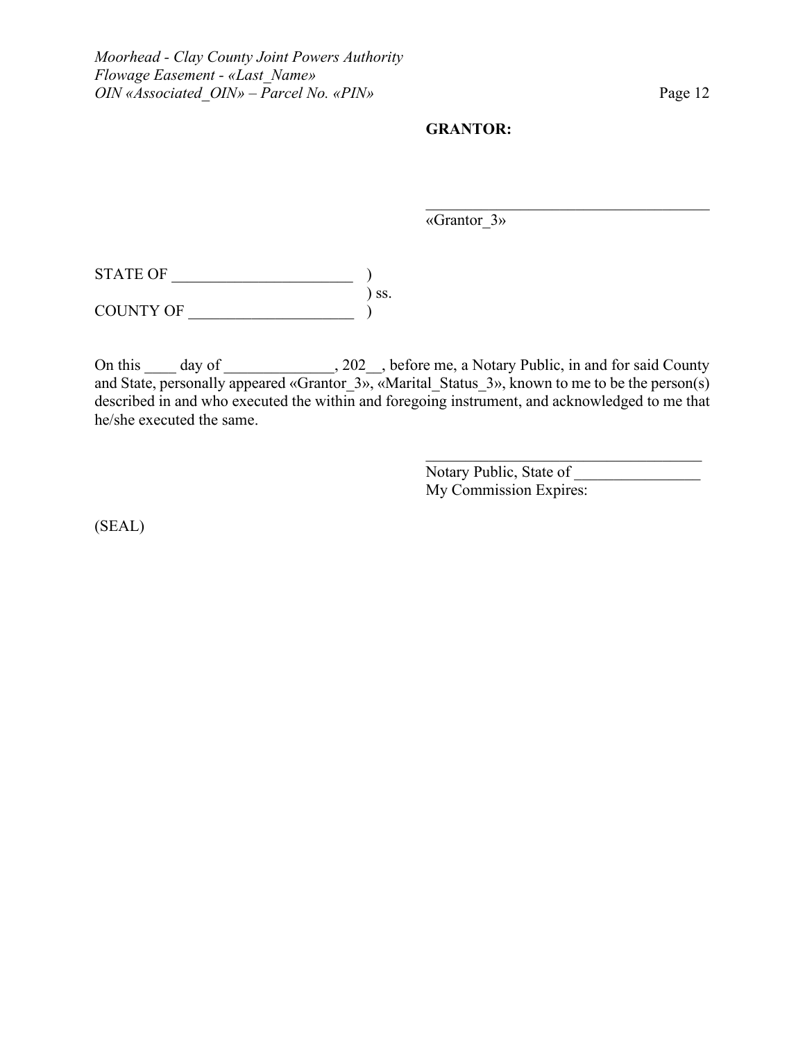**GRANTOR:**

_____________________________________
«Grantor_3»

STATE OF _______________________ )
) ss.
COUNTY OF _____________________ )

On this ____ day of ______________, 202__, before me, a Notary Public, in and for said County and State, personally appeared «Grantor_3», «Marital_Status_3», known to me to be the person(s) described in and who executed the within and foregoing instrument, and acknowledged to me that he/she executed the same.

____________________________________
Notary Public, State of ________________
My Commission Expires:

(SEAL)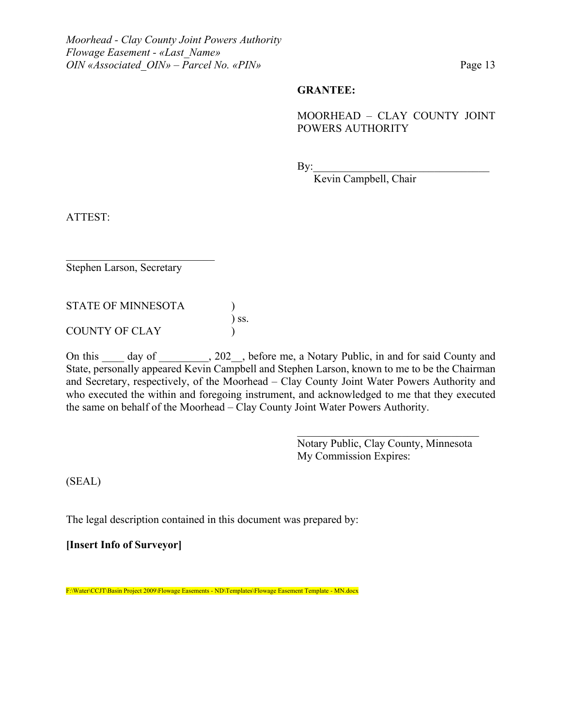**GRANTEE:**

MOORHEAD – CLAY COUNTY JOINT POWERS AUTHORITY

By:________________________________
Kevin Campbell, Chair

ATTEST:

___________________________
Stephen Larson, Secretary

STATE OF MINNESOTA )
) ss.
COUNTY OF CLAY )

On this ____ day of _________, 202__, before me, a Notary Public, in and for said County and State, personally appeared Kevin Campbell and Stephen Larson, known to me to be the Chairman and Secretary, respectively, of the Moorhead – Clay County Joint Water Powers Authority and who executed the within and foregoing instrument, and acknowledged to me that they executed the same on behalf of the Moorhead – Clay County Joint Water Powers Authority.

_________________________________
Notary Public, Clay County, Minnesota
My Commission Expires:

(SEAL)

The legal description contained in this document was prepared by:

**[Insert Info of Surveyor]**

F:\Water\CCJT\Basin Project 2009\Flowage Easements - ND\Templates\Flowage Easement Template - MN.docx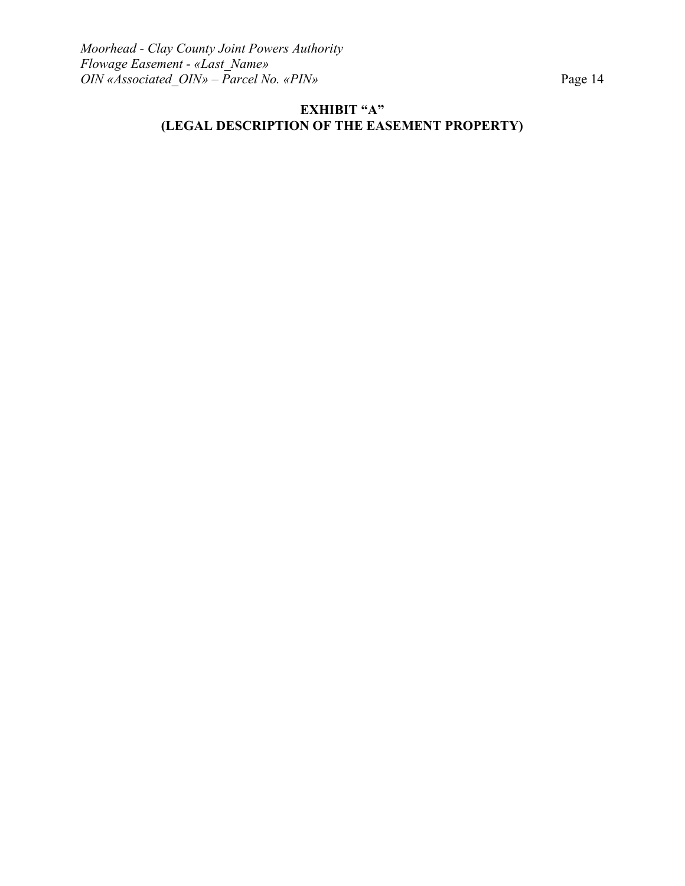## EXHIBIT "A"
## (LEGAL DESCRIPTION OF THE EASEMENT PROPERTY)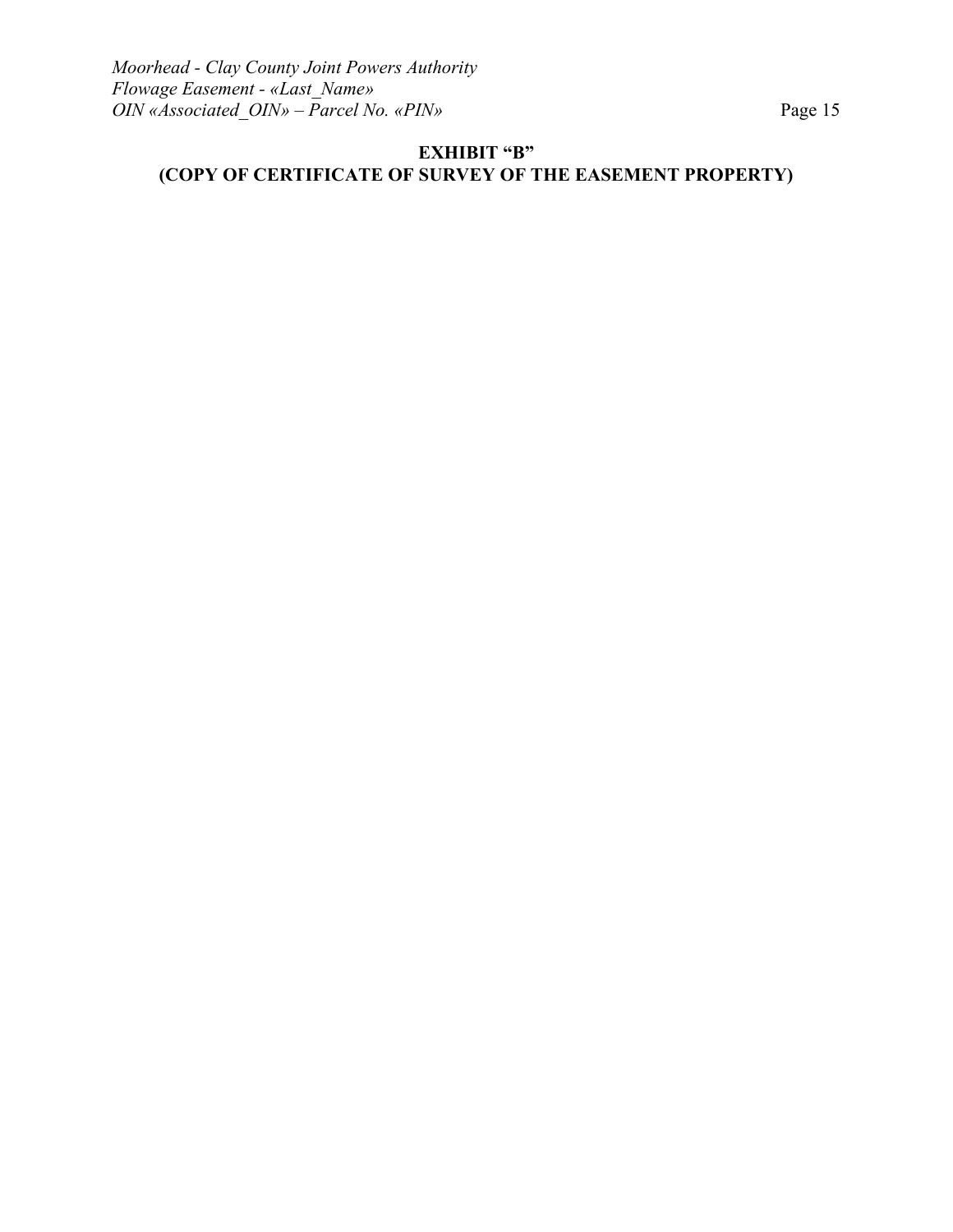## EXHIBIT "B"
## (COPY OF CERTIFICATE OF SURVEY OF THE EASEMENT PROPERTY)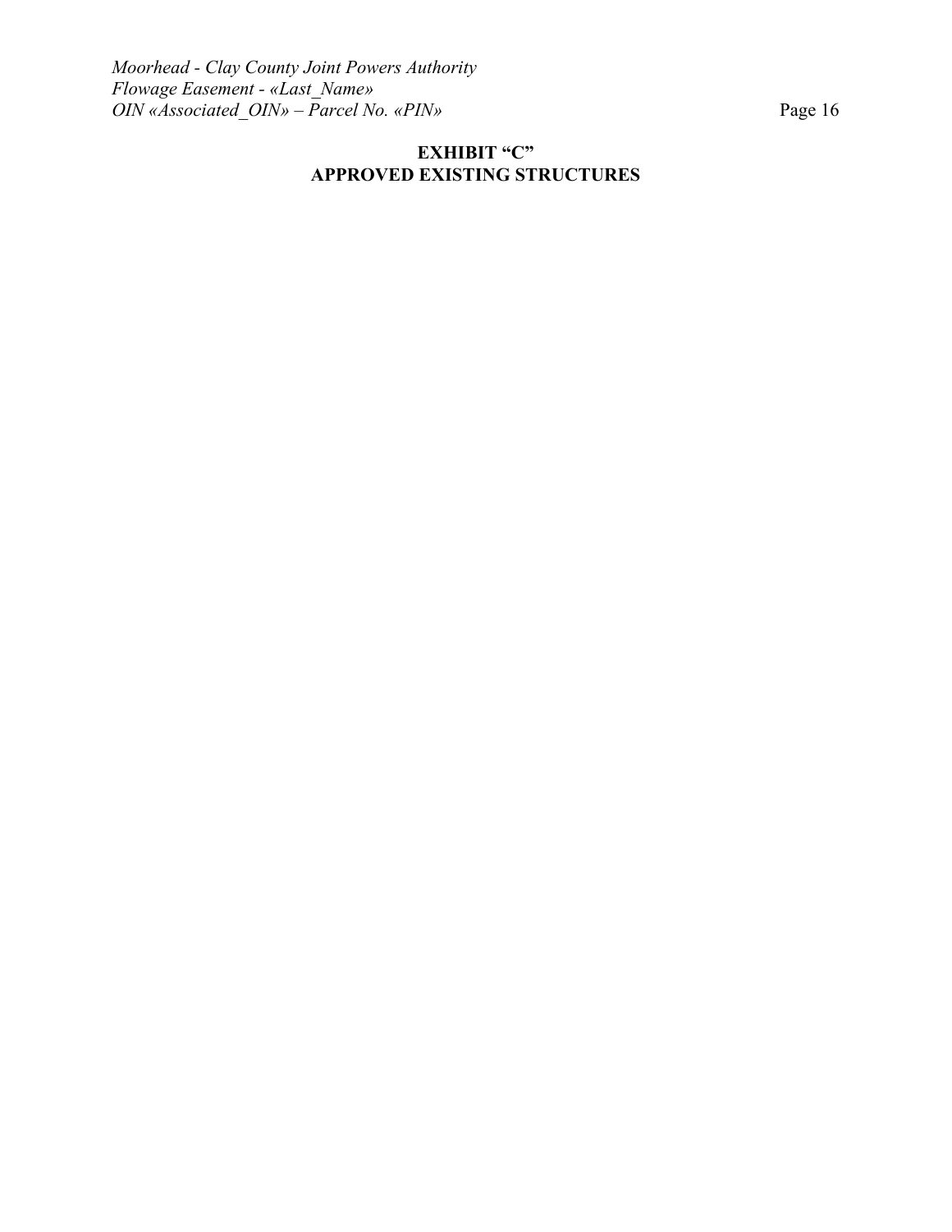**EXHIBIT "C"**
**APPROVED EXISTING STRUCTURES**